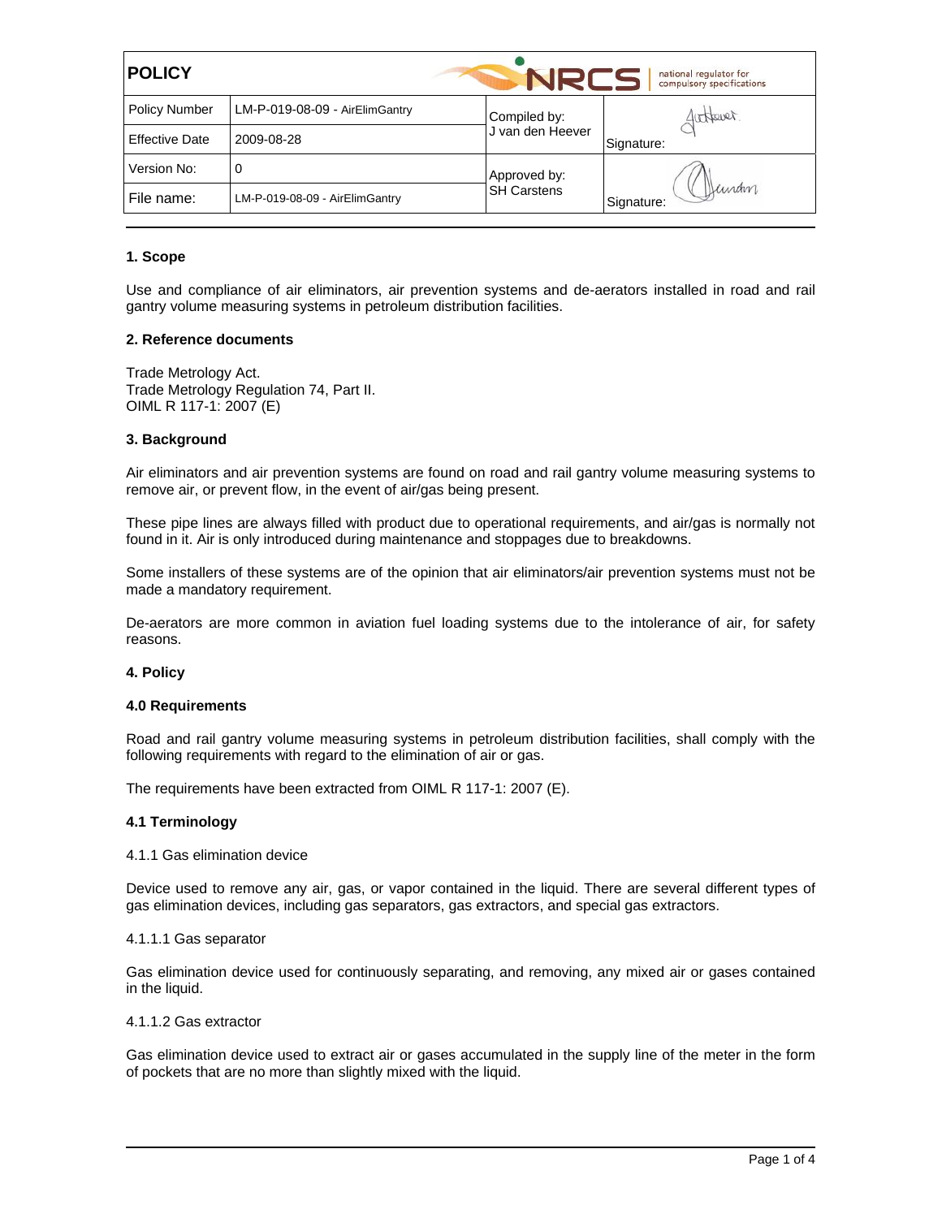| POLICY | | NRCS national regulator for compulsory specifications | |
|---|---|---|---|
| Policy Number | LM-P-019-08-09 - AirElimGantry | Compiled by: J van den Heever | Signature: |
| Effective Date | 2009-08-28 | | |
| Version No: | 0 | Approved by: SH Carstens | Signature: |
| File name: | LM-P-019-08-09 - AirElimGantry | | |

## 1. Scope

Use and compliance of air eliminators, air prevention systems and de-aerators installed in road and rail gantry volume measuring systems in petroleum distribution facilities.

## 2. Reference documents

Trade Metrology Act.
Trade Metrology Regulation 74, Part II.
OIML R 117-1: 2007 (E)

## 3. Background

Air eliminators and air prevention systems are found on road and rail gantry volume measuring systems to remove air, or prevent flow, in the event of air/gas being present.

These pipe lines are always filled with product due to operational requirements, and air/gas is normally not found in it. Air is only introduced during maintenance and stoppages due to breakdowns.

Some installers of these systems are of the opinion that air eliminators/air prevention systems must not be made a mandatory requirement.

De-aerators are more common in aviation fuel loading systems due to the intolerance of air, for safety reasons.

## 4. Policy

### 4.0 Requirements

Road and rail gantry volume measuring systems in petroleum distribution facilities, shall comply with the following requirements with regard to the elimination of air or gas.

The requirements have been extracted from OIML R 117-1: 2007 (E).

### 4.1 Terminology

4.1.1 Gas elimination device

Device used to remove any air, gas, or vapor contained in the liquid. There are several different types of gas elimination devices, including gas separators, gas extractors, and special gas extractors.

4.1.1.1 Gas separator

Gas elimination device used for continuously separating, and removing, any mixed air or gases contained in the liquid.

4.1.1.2 Gas extractor

Gas elimination device used to extract air or gases accumulated in the supply line of the meter in the form of pockets that are no more than slightly mixed with the liquid.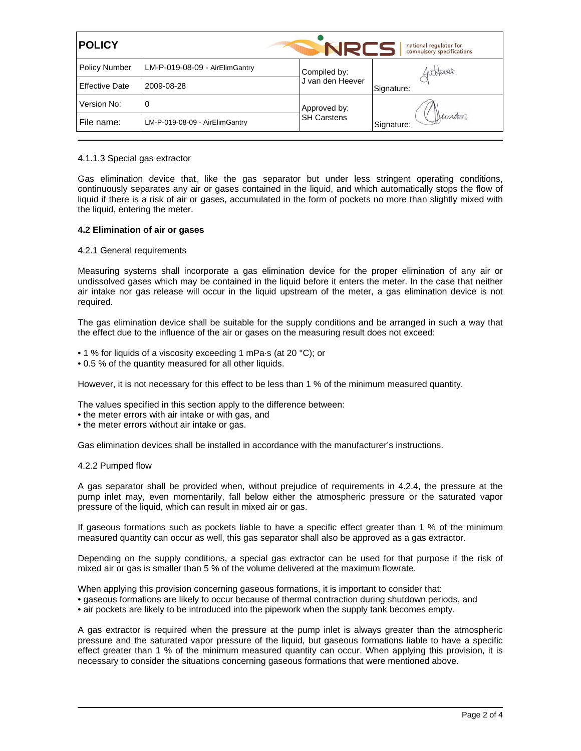4.1.1.3 Special gas extractor

Gas elimination device that, like the gas separator but under less stringent operating conditions, continuously separates any air or gases contained in the liquid, and which automatically stops the flow of liquid if there is a risk of air or gases, accumulated in the form of pockets no more than slightly mixed with the liquid, entering the meter.

**4.2 Elimination of air or gases**

4.2.1 General requirements

Measuring systems shall incorporate a gas elimination device for the proper elimination of any air or undissolved gases which may be contained in the liquid before it enters the meter. In the case that neither air intake nor gas release will occur in the liquid upstream of the meter, a gas elimination device is not required.

The gas elimination device shall be suitable for the supply conditions and be arranged in such a way that the effect due to the influence of the air or gases on the measuring result does not exceed:

- 1 % for liquids of a viscosity exceeding 1 mPa·s (at 20 °C); or
- 0.5 % of the quantity measured for all other liquids.

However, it is not necessary for this effect to be less than 1 % of the minimum measured quantity.

The values specified in this section apply to the difference between:
- the meter errors with air intake or with gas, and
- the meter errors without air intake or gas.

Gas elimination devices shall be installed in accordance with the manufacturer's instructions.

4.2.2 Pumped flow

A gas separator shall be provided when, without prejudice of requirements in 4.2.4, the pressure at the pump inlet may, even momentarily, fall below either the atmospheric pressure or the saturated vapor pressure of the liquid, which can result in mixed air or gas.

If gaseous formations such as pockets liable to have a specific effect greater than 1 % of the minimum measured quantity can occur as well, this gas separator shall also be approved as a gas extractor.

Depending on the supply conditions, a special gas extractor can be used for that purpose if the risk of mixed air or gas is smaller than 5 % of the volume delivered at the maximum flowrate.

When applying this provision concerning gaseous formations, it is important to consider that:
- gaseous formations are likely to occur because of thermal contraction during shutdown periods, and
- air pockets are likely to be introduced into the pipework when the supply tank becomes empty.

A gas extractor is required when the pressure at the pump inlet is always greater than the atmospheric pressure and the saturated vapor pressure of the liquid, but gaseous formations liable to have a specific effect greater than 1 % of the minimum measured quantity can occur. When applying this provision, it is necessary to consider the situations concerning gaseous formations that were mentioned above.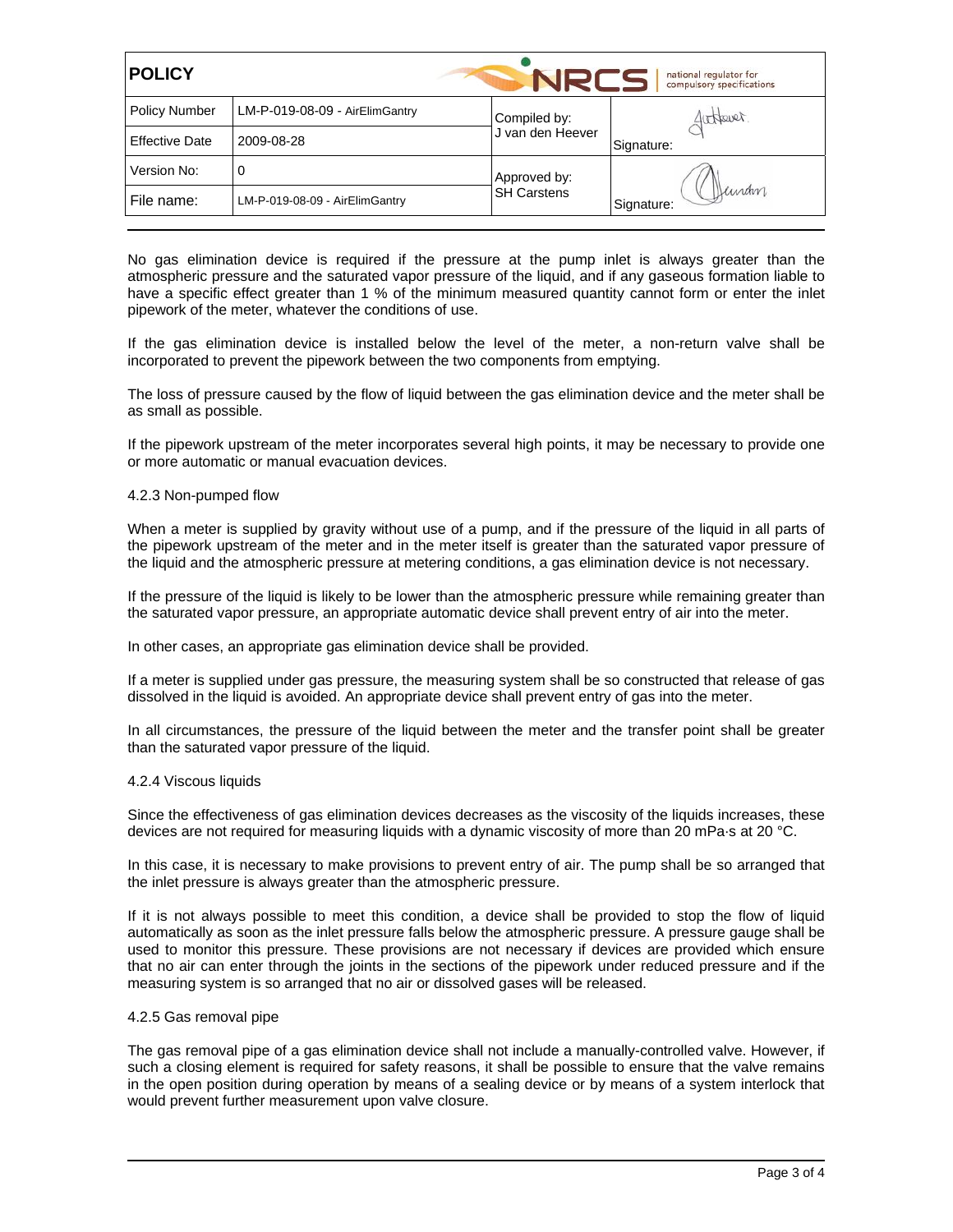| POLICY | | | |
|---|---|---|---|
| Policy Number | LM-P-019-08-09 - AirElimGantry | Compiled by: J van den Heever | Signature: |
| Effective Date | 2009-08-28 | | |
| Version No: | 0 | Approved by: SH Carstens | Signature: |
| File name: | LM-P-019-08-09 - AirElimGantry | | |

No gas elimination device is required if the pressure at the pump inlet is always greater than the atmospheric pressure and the saturated vapor pressure of the liquid, and if any gaseous formation liable to have a specific effect greater than 1 % of the minimum measured quantity cannot form or enter the inlet pipework of the meter, whatever the conditions of use.

If the gas elimination device is installed below the level of the meter, a non-return valve shall be incorporated to prevent the pipework between the two components from emptying.

The loss of pressure caused by the flow of liquid between the gas elimination device and the meter shall be as small as possible.

If the pipework upstream of the meter incorporates several high points, it may be necessary to provide one or more automatic or manual evacuation devices.

### 4.2.3 Non-pumped flow

When a meter is supplied by gravity without use of a pump, and if the pressure of the liquid in all parts of the pipework upstream of the meter and in the meter itself is greater than the saturated vapor pressure of the liquid and the atmospheric pressure at metering conditions, a gas elimination device is not necessary.

If the pressure of the liquid is likely to be lower than the atmospheric pressure while remaining greater than the saturated vapor pressure, an appropriate automatic device shall prevent entry of air into the meter.

In other cases, an appropriate gas elimination device shall be provided.

If a meter is supplied under gas pressure, the measuring system shall be so constructed that release of gas dissolved in the liquid is avoided. An appropriate device shall prevent entry of gas into the meter.

In all circumstances, the pressure of the liquid between the meter and the transfer point shall be greater than the saturated vapor pressure of the liquid.

### 4.2.4 Viscous liquids

Since the effectiveness of gas elimination devices decreases as the viscosity of the liquids increases, these devices are not required for measuring liquids with a dynamic viscosity of more than 20 mPa·s at 20 °C.

In this case, it is necessary to make provisions to prevent entry of air. The pump shall be so arranged that the inlet pressure is always greater than the atmospheric pressure.

If it is not always possible to meet this condition, a device shall be provided to stop the flow of liquid automatically as soon as the inlet pressure falls below the atmospheric pressure. A pressure gauge shall be used to monitor this pressure. These provisions are not necessary if devices are provided which ensure that no air can enter through the joints in the sections of the pipework under reduced pressure and if the measuring system is so arranged that no air or dissolved gases will be released.

### 4.2.5 Gas removal pipe

The gas removal pipe of a gas elimination device shall not include a manually-controlled valve. However, if such a closing element is required for safety reasons, it shall be possible to ensure that the valve remains in the open position during operation by means of a sealing device or by means of a system interlock that would prevent further measurement upon valve closure.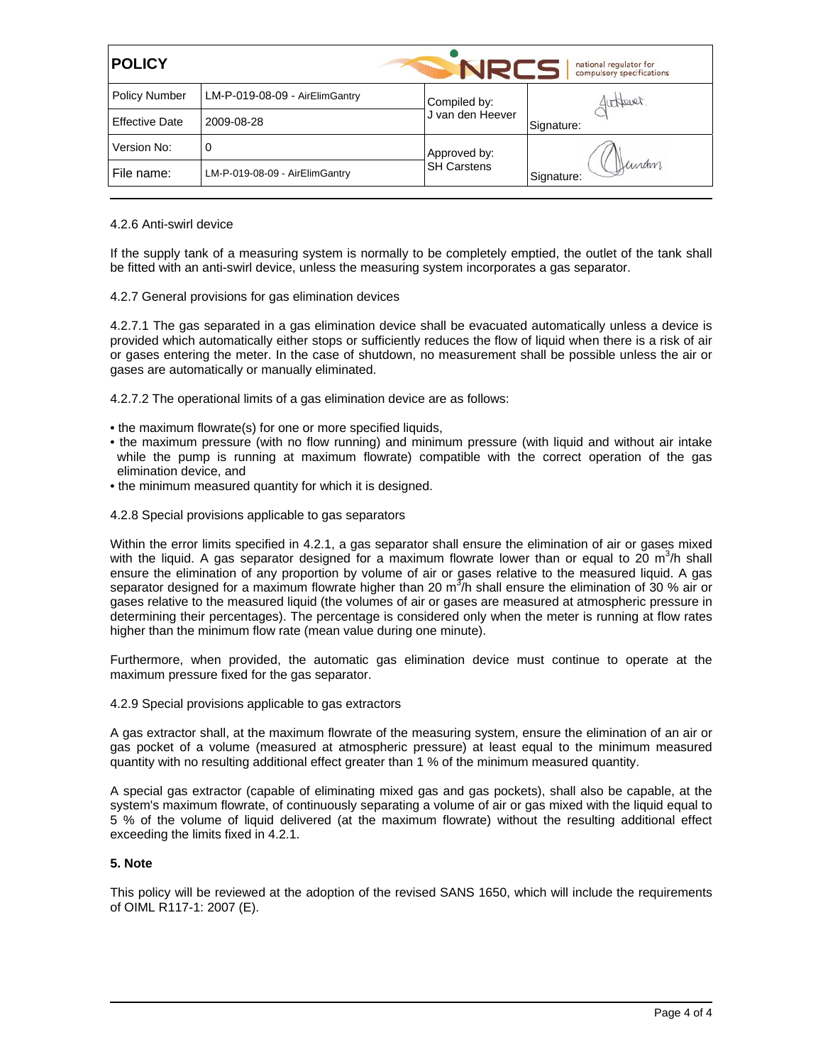| POLICY | | NRCS national regulator for compulsory specifications | |
|---|---|---|---|
| Policy Number | LM-P-019-08-09 - AirElimGantry | Compiled by: J van den Heever | Signature: |
| Effective Date | 2009-08-28 | | |
| Version No: | 0 | Approved by: SH Carstens | Signature: |
| File name: | LM-P-019-08-09 - AirElimGantry | | |

4.2.6 Anti-swirl device

If the supply tank of a measuring system is normally to be completely emptied, the outlet of the tank shall be fitted with an anti-swirl device, unless the measuring system incorporates a gas separator.

4.2.7 General provisions for gas elimination devices

4.2.7.1 The gas separated in a gas elimination device shall be evacuated automatically unless a device is provided which automatically either stops or sufficiently reduces the flow of liquid when there is a risk of air or gases entering the meter. In the case of shutdown, no measurement shall be possible unless the air or gases are automatically or manually eliminated.

4.2.7.2 The operational limits of a gas elimination device are as follows:

- the maximum flowrate(s) for one or more specified liquids,
- the maximum pressure (with no flow running) and minimum pressure (with liquid and without air intake while the pump is running at maximum flowrate) compatible with the correct operation of the gas elimination device, and
- the minimum measured quantity for which it is designed.

4.2.8 Special provisions applicable to gas separators

Within the error limits specified in 4.2.1, a gas separator shall ensure the elimination of air or gases mixed with the liquid. A gas separator designed for a maximum flowrate lower than or equal to 20 $m^3$/h shall ensure the elimination of any proportion by volume of air or gases relative to the measured liquid. A gas separator designed for a maximum flowrate higher than 20 $m^3$/h shall ensure the elimination of 30 % air or gases relative to the measured liquid (the volumes of air or gases are measured at atmospheric pressure in determining their percentages). The percentage is considered only when the meter is running at flow rates higher than the minimum flow rate (mean value during one minute).

Furthermore, when provided, the automatic gas elimination device must continue to operate at the maximum pressure fixed for the gas separator.

4.2.9 Special provisions applicable to gas extractors

A gas extractor shall, at the maximum flowrate of the measuring system, ensure the elimination of an air or gas pocket of a volume (measured at atmospheric pressure) at least equal to the minimum measured quantity with no resulting additional effect greater than 1 % of the minimum measured quantity.

A special gas extractor (capable of eliminating mixed gas and gas pockets), shall also be capable, at the system's maximum flowrate, of continuously separating a volume of air or gas mixed with the liquid equal to 5 % of the volume of liquid delivered (at the maximum flowrate) without the resulting additional effect exceeding the limits fixed in 4.2.1.

**5. Note**

This policy will be reviewed at the adoption of the revised SANS 1650, which will include the requirements of OIML R117-1: 2007 (E).